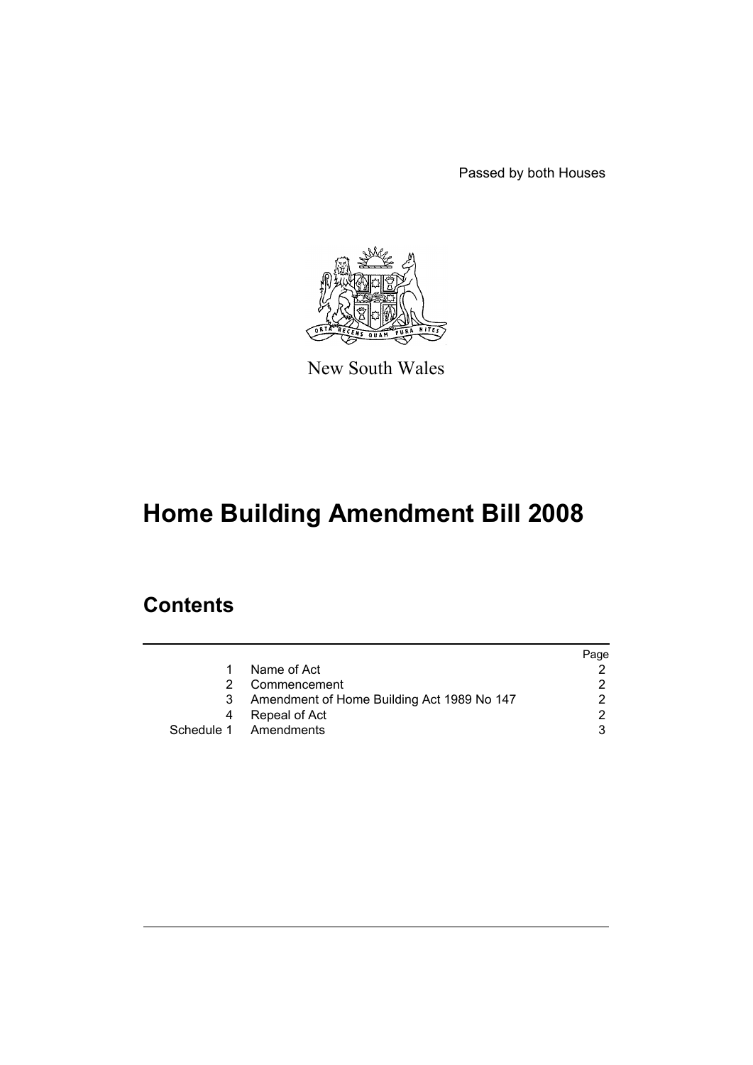Passed by both Houses

New South Wales

# Home Building Amendment Bill 2008

## Contents

| | | Page |
|---|---|---|
| 1 | Name of Act | 2 |
| 2 | Commencement | 2 |
| 3 | Amendment of Home Building Act 1989 No 147 | 2 |
| 4 | Repeal of Act | 2 |
| Schedule 1 | Amendments | 3 |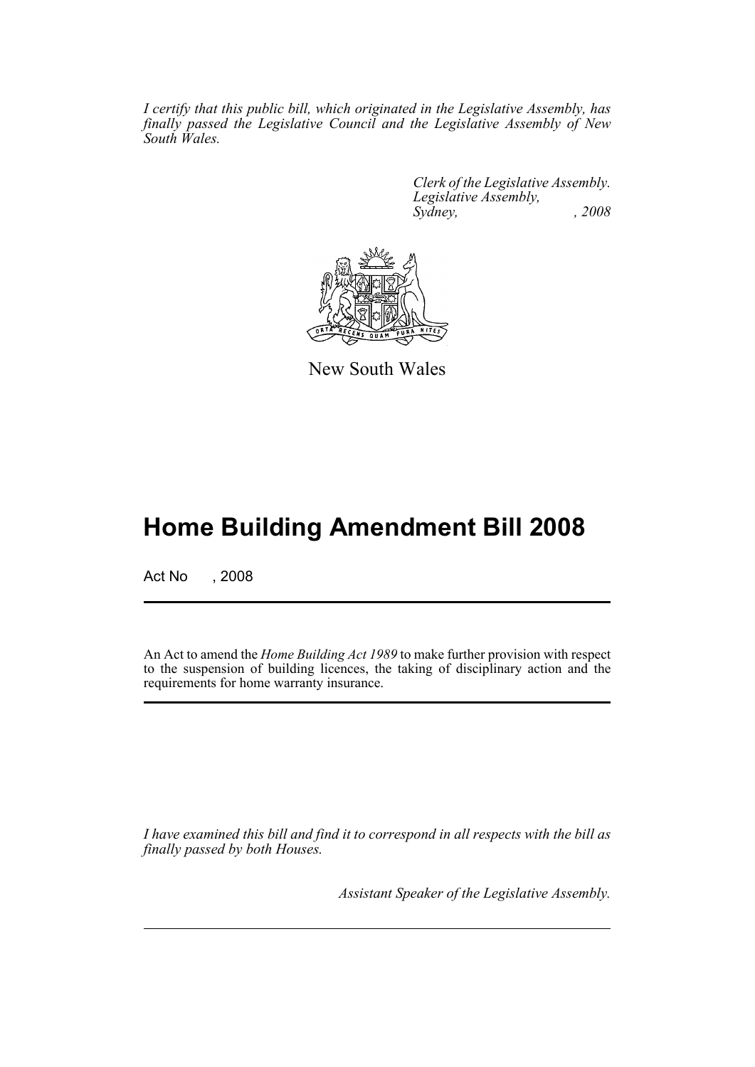*I certify that this public bill, which originated in the Legislative Assembly, has finally passed the Legislative Council and the Legislative Assembly of New South Wales.*

*Clerk of the Legislative Assembly.*
*Legislative Assembly,*
*Sydney, , 2008*

New South Wales

# Home Building Amendment Bill 2008

Act No , 2008

An Act to amend the *Home Building Act 1989* to make further provision with respect to the suspension of building licences, the taking of disciplinary action and the requirements for home warranty insurance.

*I have examined this bill and find it to correspond in all respects with the bill as finally passed by both Houses.*

*Assistant Speaker of the Legislative Assembly.*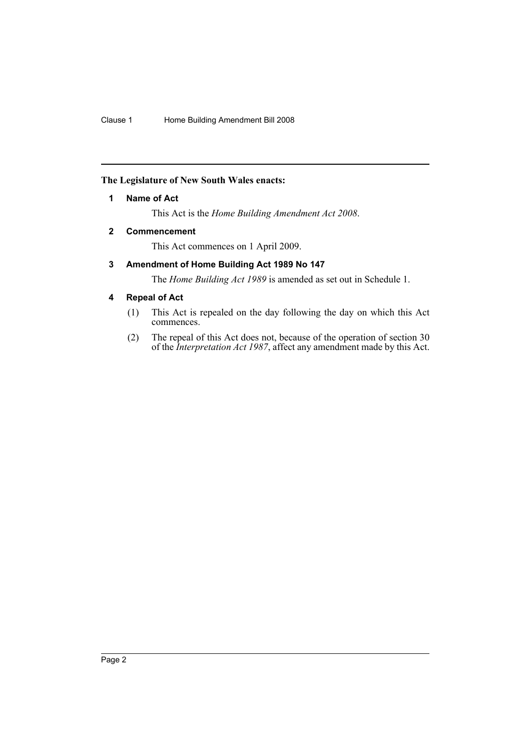**The Legislature of New South Wales enacts:**

## 1 Name of Act

This Act is the *Home Building Amendment Act 2008*.

## 2 Commencement

This Act commences on 1 April 2009.

## 3 Amendment of Home Building Act 1989 No 147

The *Home Building Act 1989* is amended as set out in Schedule 1.

## 4 Repeal of Act

(1) This Act is repealed on the day following the day on which this Act commences.

(2) The repeal of this Act does not, because of the operation of section 30 of the *Interpretation Act 1987*, affect any amendment made by this Act.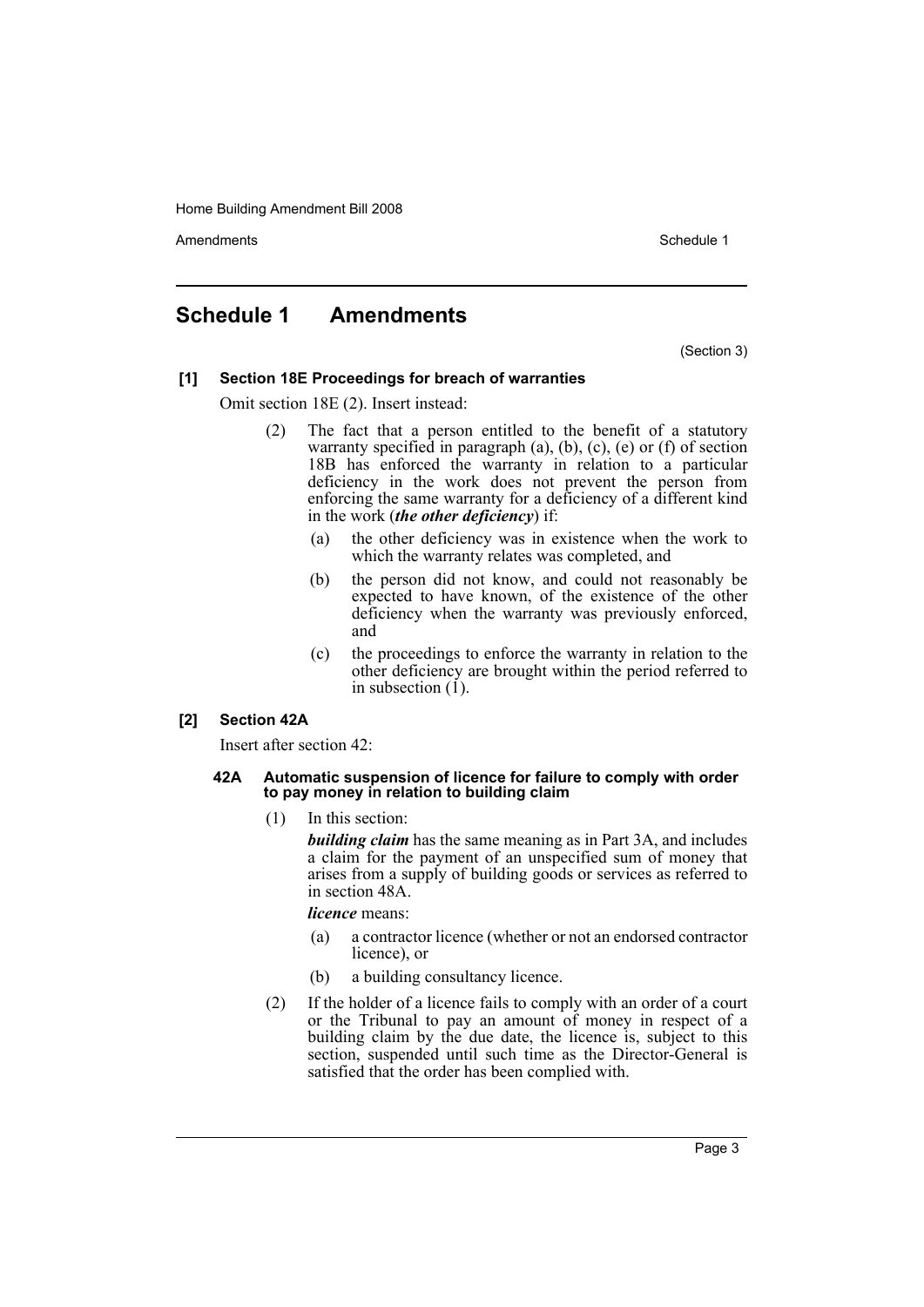# Schedule 1 Amendments

(Section 3)

### [1] Section 18E Proceedings for breach of warranties

Omit section 18E (2). Insert instead:

(2) The fact that a person entitled to the benefit of a statutory warranty specified in paragraph (a), (b), (c), (e) or (f) of section 18B has enforced the warranty in relation to a particular deficiency in the work does not prevent the person from enforcing the same warranty for a deficiency of a different kind in the work (***the other deficiency***) if:

(a) the other deficiency was in existence when the work to which the warranty relates was completed, and

(b) the person did not know, and could not reasonably be expected to have known, of the existence of the other deficiency when the warranty was previously enforced, and

(c) the proceedings to enforce the warranty in relation to the other deficiency are brought within the period referred to in subsection (1).

### [2] Section 42A

Insert after section 42:

#### 42A Automatic suspension of licence for failure to comply with order to pay money in relation to building claim

(1) In this section:

***building claim*** has the same meaning as in Part 3A, and includes a claim for the payment of an unspecified sum of money that arises from a supply of building goods or services as referred to in section 48A.

***licence*** means:

(a) a contractor licence (whether or not an endorsed contractor licence), or

(b) a building consultancy licence.

(2) If the holder of a licence fails to comply with an order of a court or the Tribunal to pay an amount of money in respect of a building claim by the due date, the licence is, subject to this section, suspended until such time as the Director-General is satisfied that the order has been complied with.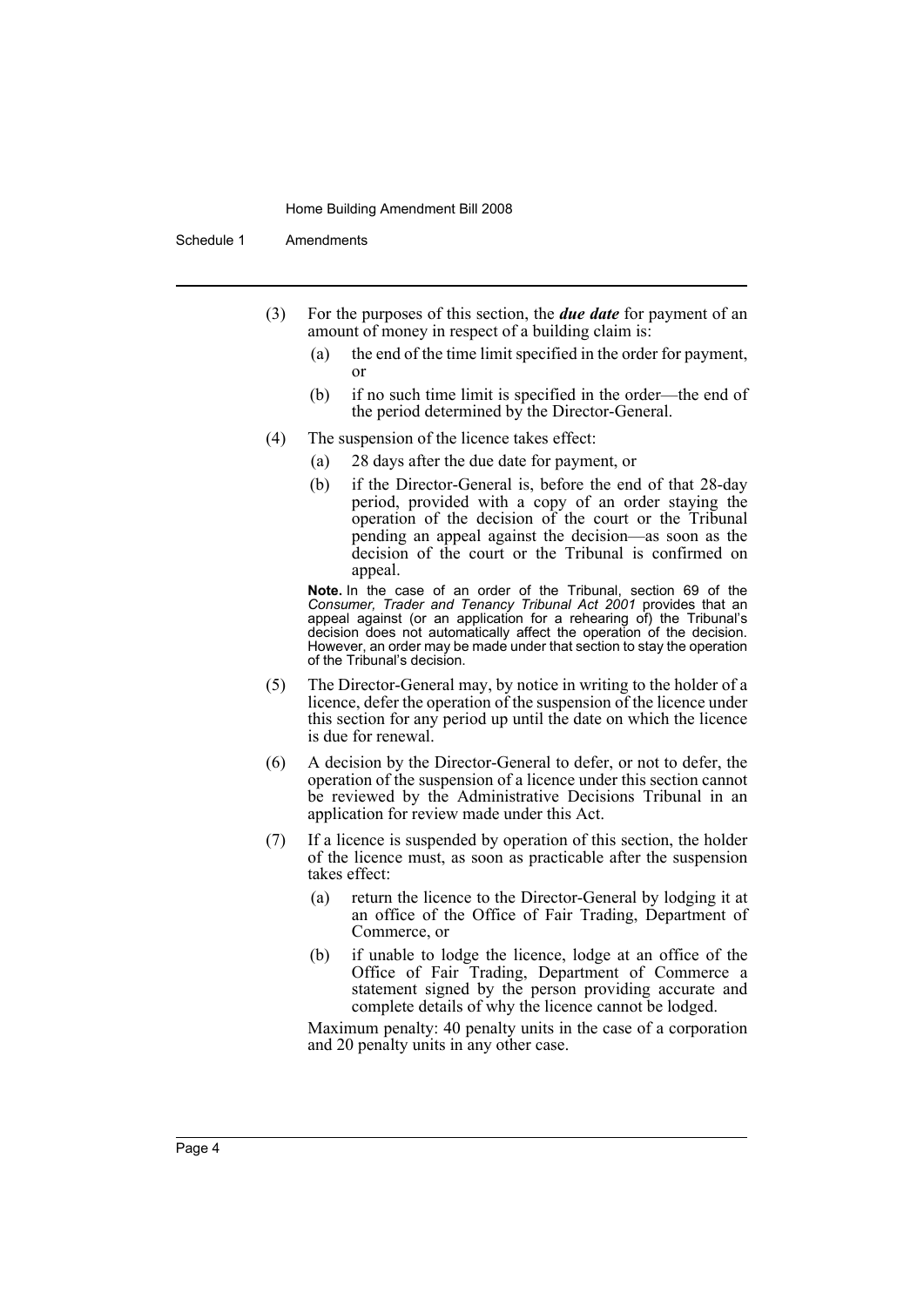(3) For the purposes of this section, the ***due date*** for payment of an amount of money in respect of a building claim is:

(a) the end of the time limit specified in the order for payment, or

(b) if no such time limit is specified in the order—the end of the period determined by the Director-General.

(4) The suspension of the licence takes effect:

(a) 28 days after the due date for payment, or

(b) if the Director-General is, before the end of that 28-day period, provided with a copy of an order staying the operation of the decision of the court or the Tribunal pending an appeal against the decision—as soon as the decision of the court or the Tribunal is confirmed on appeal.

**Note.** In the case of an order of the Tribunal, section 69 of the *Consumer, Trader and Tenancy Tribunal Act 2001* provides that an appeal against (or an application for a rehearing of) the Tribunal's decision does not automatically affect the operation of the decision. However, an order may be made under that section to stay the operation of the Tribunal's decision.

(5) The Director-General may, by notice in writing to the holder of a licence, defer the operation of the suspension of the licence under this section for any period up until the date on which the licence is due for renewal.

(6) A decision by the Director-General to defer, or not to defer, the operation of the suspension of a licence under this section cannot be reviewed by the Administrative Decisions Tribunal in an application for review made under this Act.

(7) If a licence is suspended by operation of this section, the holder of the licence must, as soon as practicable after the suspension takes effect:

(a) return the licence to the Director-General by lodging it at an office of the Office of Fair Trading, Department of Commerce, or

(b) if unable to lodge the licence, lodge at an office of the Office of Fair Trading, Department of Commerce a statement signed by the person providing accurate and complete details of why the licence cannot be lodged.

Maximum penalty: 40 penalty units in the case of a corporation and 20 penalty units in any other case.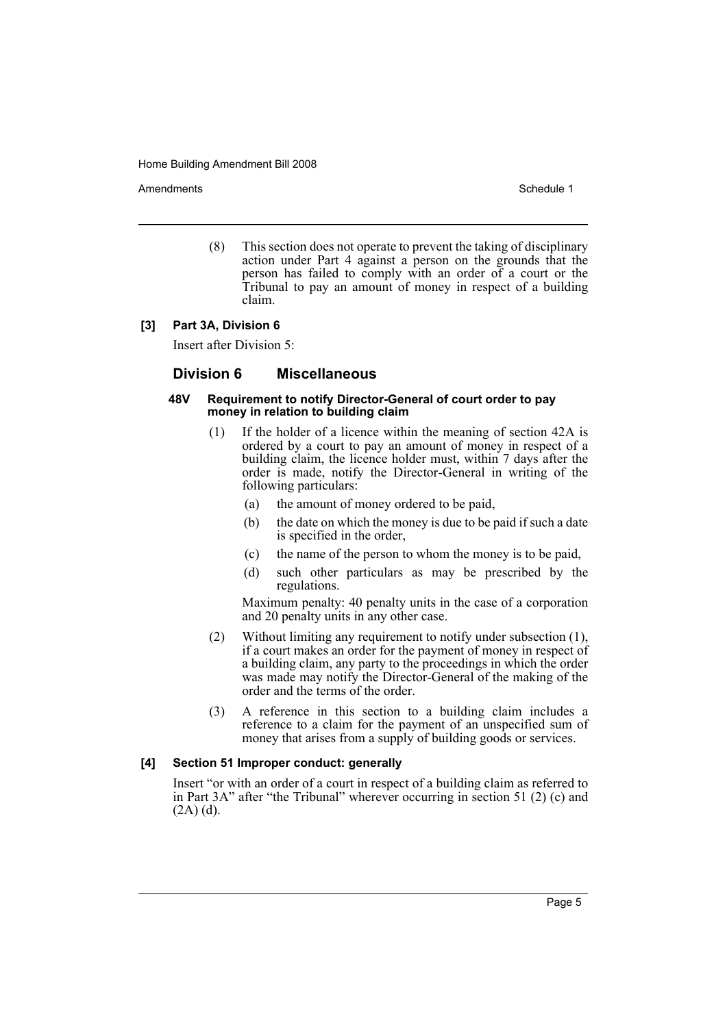(8) This section does not operate to prevent the taking of disciplinary action under Part 4 against a person on the grounds that the person has failed to comply with an order of a court or the Tribunal to pay an amount of money in respect of a building claim.

**[3] Part 3A, Division 6**

Insert after Division 5:

## Division 6 Miscellaneous

#### 48V Requirement to notify Director-General of court order to pay money in relation to building claim

(1) If the holder of a licence within the meaning of section 42A is ordered by a court to pay an amount of money in respect of a building claim, the licence holder must, within 7 days after the order is made, notify the Director-General in writing of the following particulars:

- (a) the amount of money ordered to be paid,
- (b) the date on which the money is due to be paid if such a date is specified in the order,
- (c) the name of the person to whom the money is to be paid,
- (d) such other particulars as may be prescribed by the regulations.

Maximum penalty: 40 penalty units in the case of a corporation and 20 penalty units in any other case.

(2) Without limiting any requirement to notify under subsection (1), if a court makes an order for the payment of money in respect of a building claim, any party to the proceedings in which the order was made may notify the Director-General of the making of the order and the terms of the order.

(3) A reference in this section to a building claim includes a reference to a claim for the payment of an unspecified sum of money that arises from a supply of building goods or services.

**[4] Section 51 Improper conduct: generally**

Insert "or with an order of a court in respect of a building claim as referred to in Part 3A" after "the Tribunal" wherever occurring in section 51 (2) (c) and (2A) (d).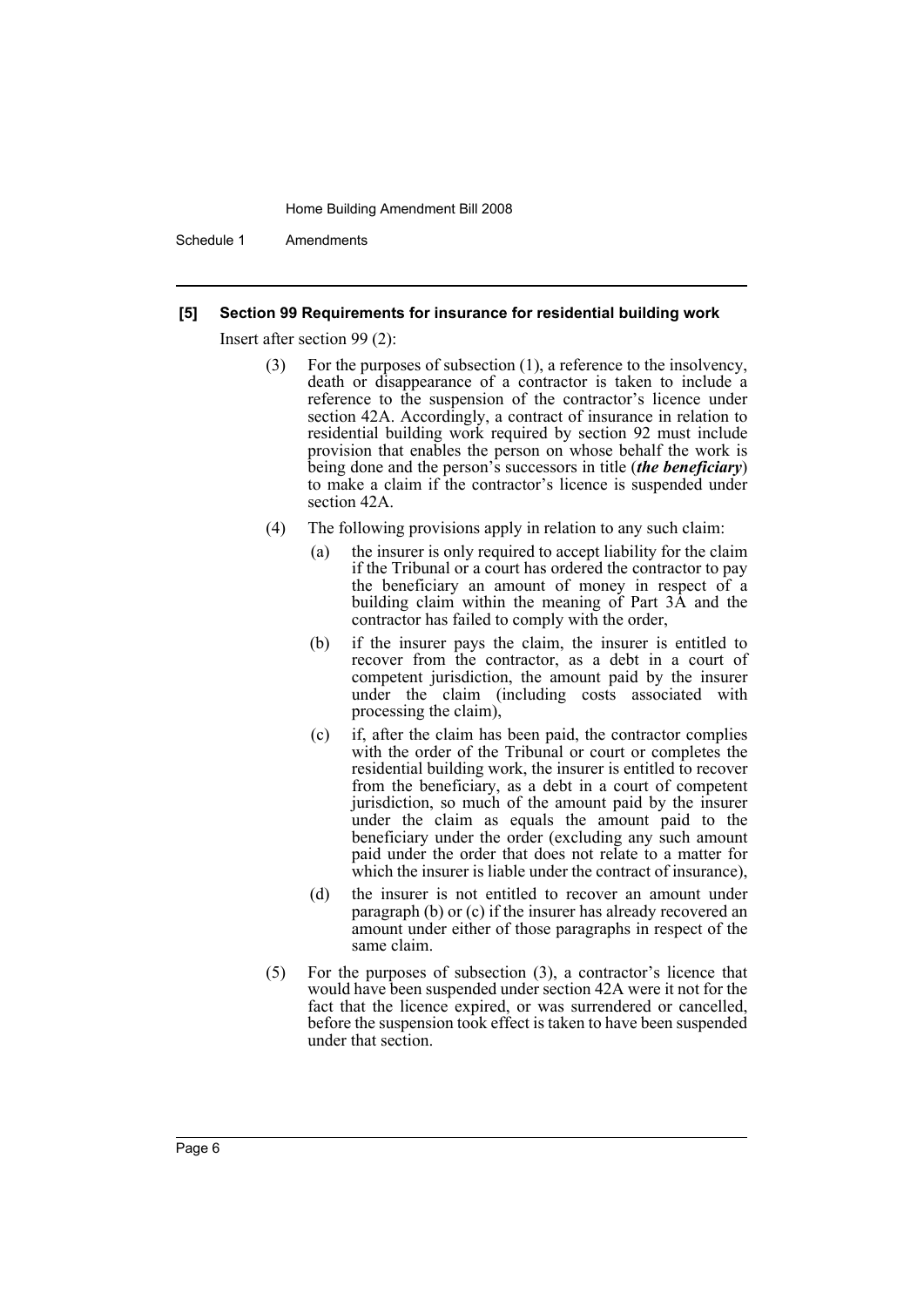### [5] Section 99 Requirements for insurance for residential building work

Insert after section 99 (2):

(3) For the purposes of subsection (1), a reference to the insolvency, death or disappearance of a contractor is taken to include a reference to the suspension of the contractor's licence under section 42A. Accordingly, a contract of insurance in relation to residential building work required by section 92 must include provision that enables the person on whose behalf the work is being done and the person's successors in title (***the beneficiary***) to make a claim if the contractor's licence is suspended under section 42A.

(4) The following provisions apply in relation to any such claim:

(a) the insurer is only required to accept liability for the claim if the Tribunal or a court has ordered the contractor to pay the beneficiary an amount of money in respect of a building claim within the meaning of Part 3A and the contractor has failed to comply with the order,

(b) if the insurer pays the claim, the insurer is entitled to recover from the contractor, as a debt in a court of competent jurisdiction, the amount paid by the insurer under the claim (including costs associated with processing the claim),

(c) if, after the claim has been paid, the contractor complies with the order of the Tribunal or court or completes the residential building work, the insurer is entitled to recover from the beneficiary, as a debt in a court of competent jurisdiction, so much of the amount paid by the insurer under the claim as equals the amount paid to the beneficiary under the order (excluding any such amount paid under the order that does not relate to a matter for which the insurer is liable under the contract of insurance),

(d) the insurer is not entitled to recover an amount under paragraph (b) or (c) if the insurer has already recovered an amount under either of those paragraphs in respect of the same claim.

(5) For the purposes of subsection (3), a contractor's licence that would have been suspended under section 42A were it not for the fact that the licence expired, or was surrendered or cancelled, before the suspension took effect is taken to have been suspended under that section.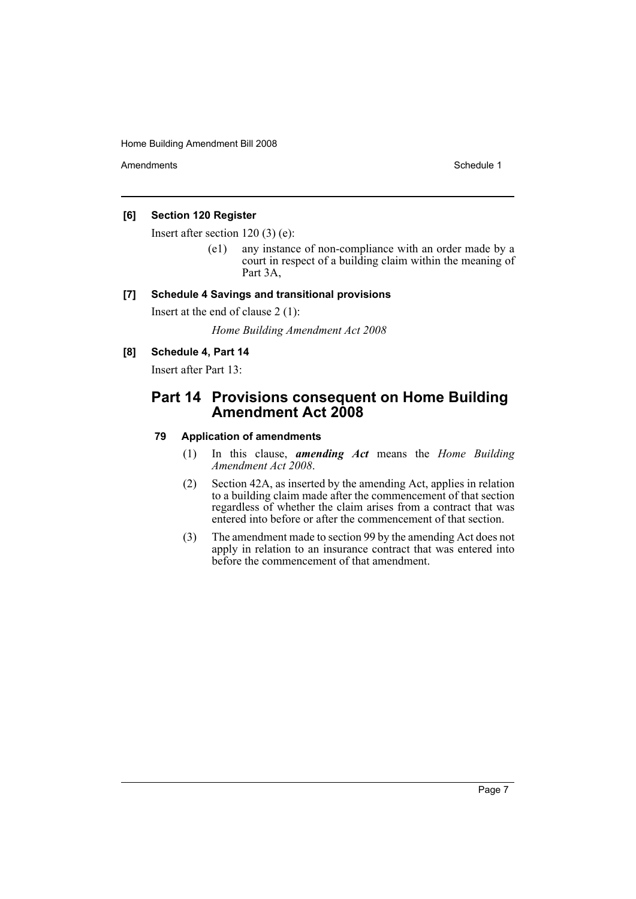### [6] Section 120 Register

Insert after section 120 (3) (e):

(e1) any instance of non-compliance with an order made by a court in respect of a building claim within the meaning of Part 3A,

### [7] Schedule 4 Savings and transitional provisions

Insert at the end of clause 2 (1):

*Home Building Amendment Act 2008*

### [8] Schedule 4, Part 14

Insert after Part 13:

## Part 14 Provisions consequent on Home Building Amendment Act 2008

### 79 Application of amendments

(1) In this clause, ***amending Act*** means the *Home Building Amendment Act 2008*.

(2) Section 42A, as inserted by the amending Act, applies in relation to a building claim made after the commencement of that section regardless of whether the claim arises from a contract that was entered into before or after the commencement of that section.

(3) The amendment made to section 99 by the amending Act does not apply in relation to an insurance contract that was entered into before the commencement of that amendment.